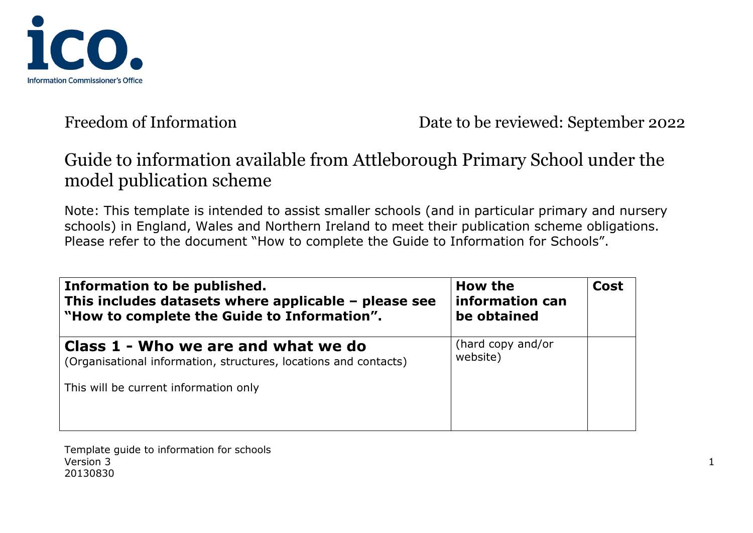Freedom of Information

Date to be reviewed: September 2022

# Guide to information available from Attleborough Primary School under the model publication scheme

Note: This template is intended to assist smaller schools (and in particular primary and nursery schools) in England, Wales and Northern Ireland to meet their publication scheme obligations. Please refer to the document "How to complete the Guide to Information for Schools".

| **Information to be published. This includes datasets where applicable – please see "How to complete the Guide to Information".** | **How the information can be obtained** | **Cost** |
|---|---|---|
| **Class 1 - Who we are and what we do** (Organisational information, structures, locations and contacts) <br><br> This will be current information only | (hard copy and/or website) | |

Template guide to information for schools
Version 3
20130830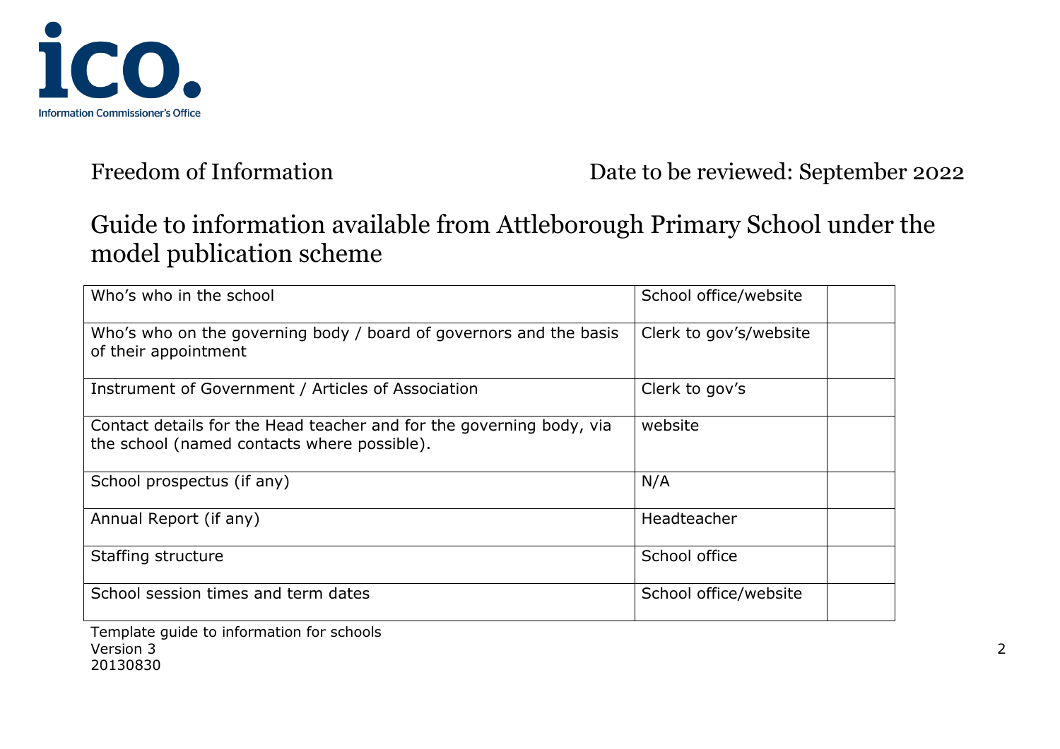Freedom of Information

Date to be reviewed: September 2022

# Guide to information available from Attleborough Primary School under the model publication scheme

| Who's who in the school | School office/website | |
|---|---|---|
| Who's who on the governing body / board of governors and the basis of their appointment | Clerk to gov's/website | |
| Instrument of Government / Articles of Association | Clerk to gov's | |
| Contact details for the Head teacher and for the governing body, via the school (named contacts where possible). | website | |
| School prospectus (if any) | N/A | |
| Annual Report (if any) | Headteacher | |
| Staffing structure | School office | |
| School session times and term dates | School office/website | |

Template guide to information for schools
Version 3
20130830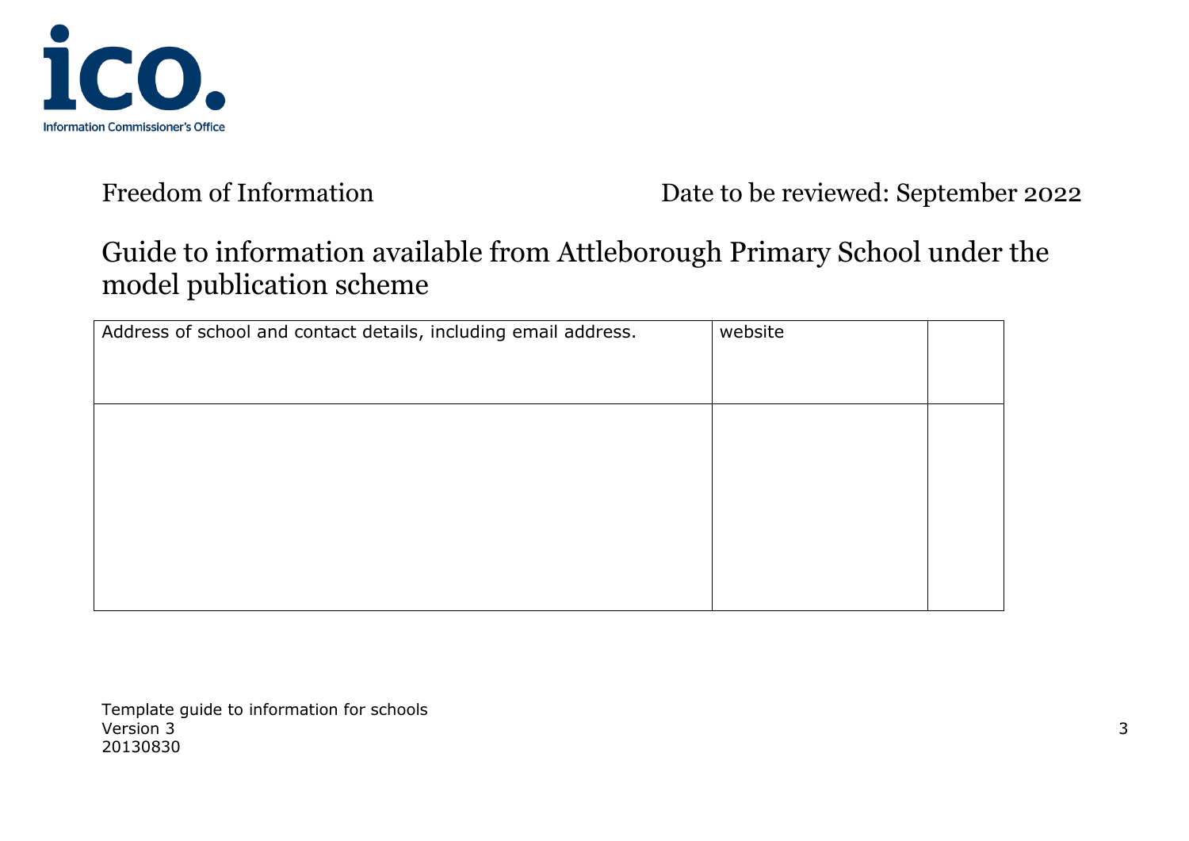Freedom of Information    Date to be reviewed: September 2022

# Guide to information available from Attleborough Primary School under the model publication scheme

| Address of school and contact details, including email address. | website | |
|---|---|---|
| | | |

Template guide to information for schools
Version 3
20130830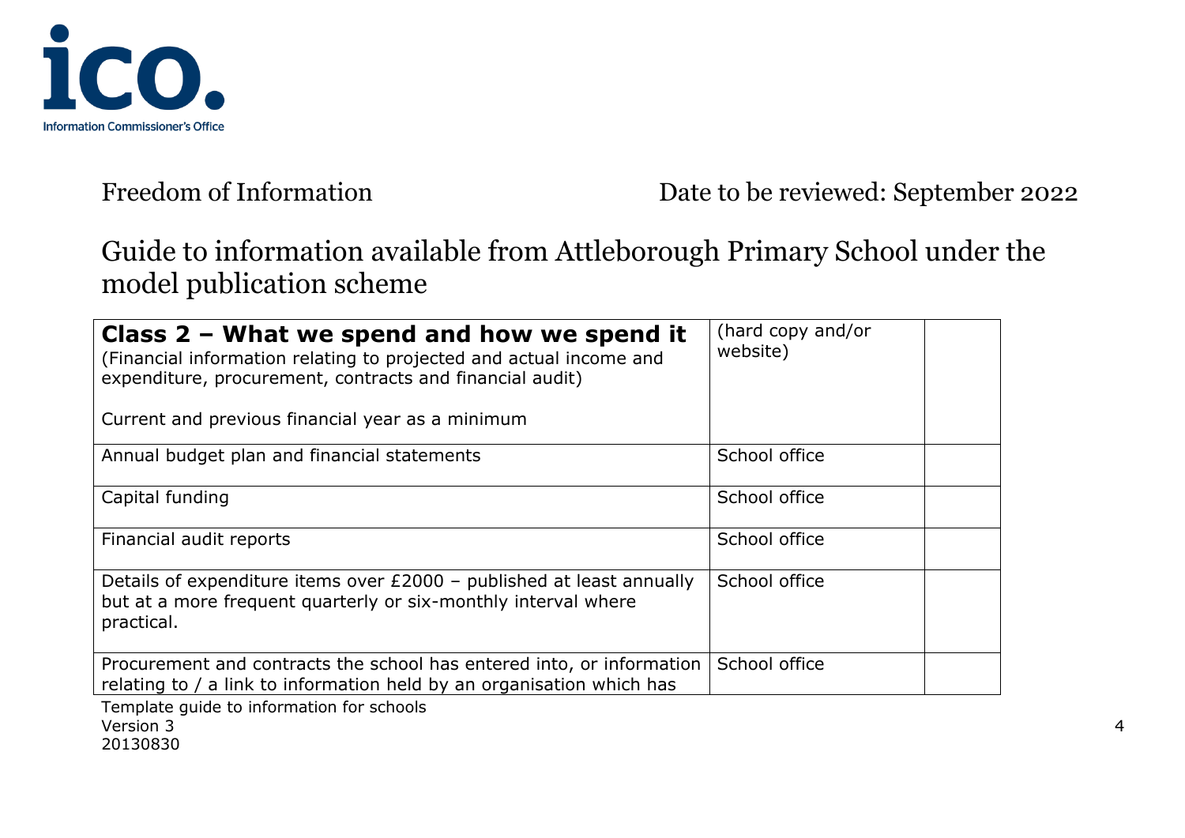Freedom of Information    Date to be reviewed: September 2022

# Guide to information available from Attleborough Primary School under the model publication scheme

| **Class 2 – What we spend and how we spend it**<br>(Financial information relating to projected and actual income and expenditure, procurement, contracts and financial audit)<br><br>Current and previous financial year as a minimum | (hard copy and/or website) | |
|---|---|---|
| Annual budget plan and financial statements | School office | |
| Capital funding | School office | |
| Financial audit reports | School office | |
| Details of expenditure items over £2000 – published at least annually but at a more frequent quarterly or six-monthly interval where practical. | School office | |
| Procurement and contracts the school has entered into, or information relating to / a link to information held by an organisation which has | School office | |

Template guide to information for schools
Version 3
20130830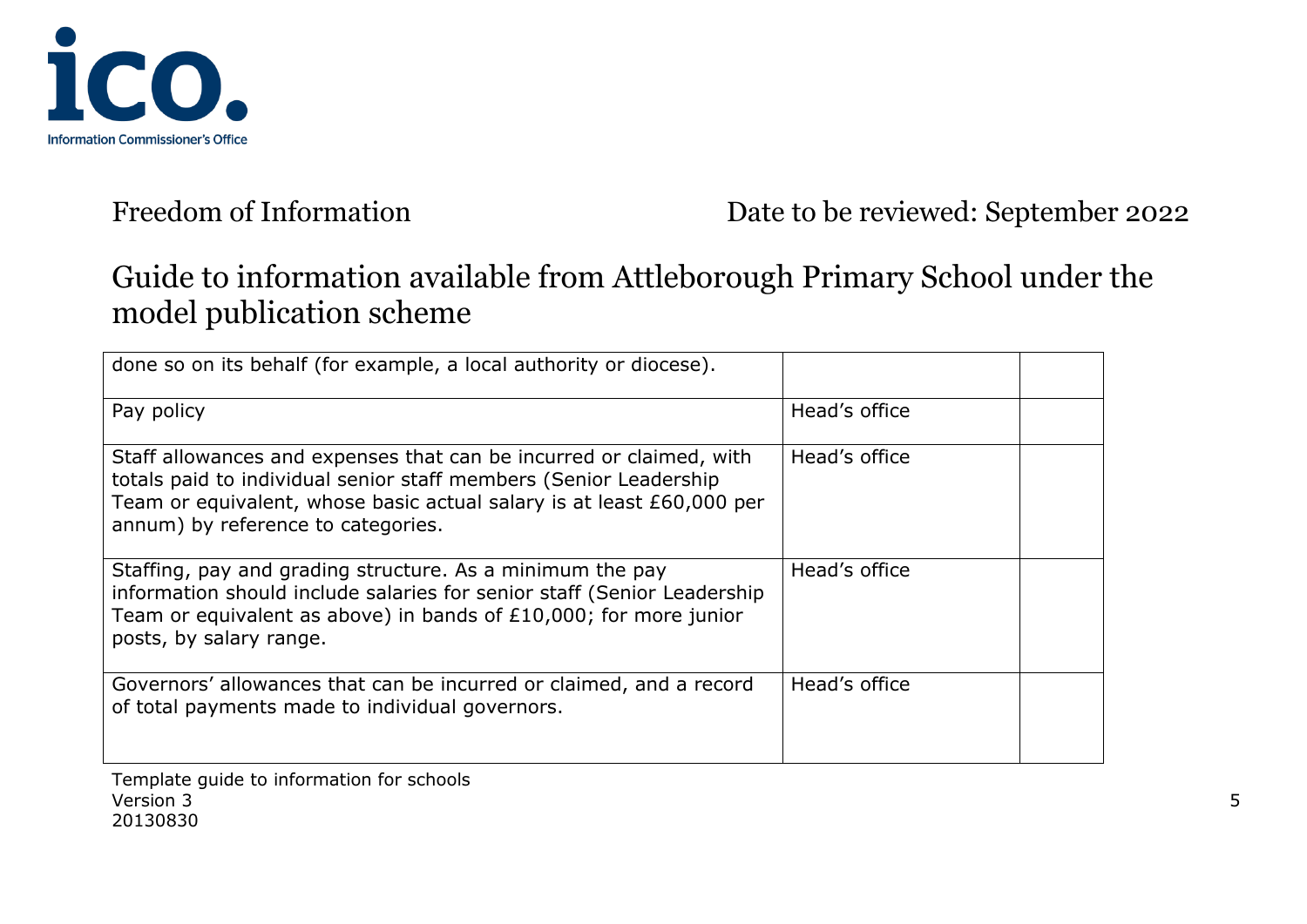| | | |
|---|---|---|
| done so on its behalf (for example, a local authority or diocese). | | |
| Pay policy | Head's office | |
| Staff allowances and expenses that can be incurred or claimed, with totals paid to individual senior staff members (Senior Leadership Team or equivalent, whose basic actual salary is at least £60,000 per annum) by reference to categories. | Head's office | |
| Staffing, pay and grading structure. As a minimum the pay information should include salaries for senior staff (Senior Leadership Team or equivalent as above) in bands of £10,000; for more junior posts, by salary range. | Head's office | |
| Governors' allowances that can be incurred or claimed, and a record of total payments made to individual governors. | Head's office | |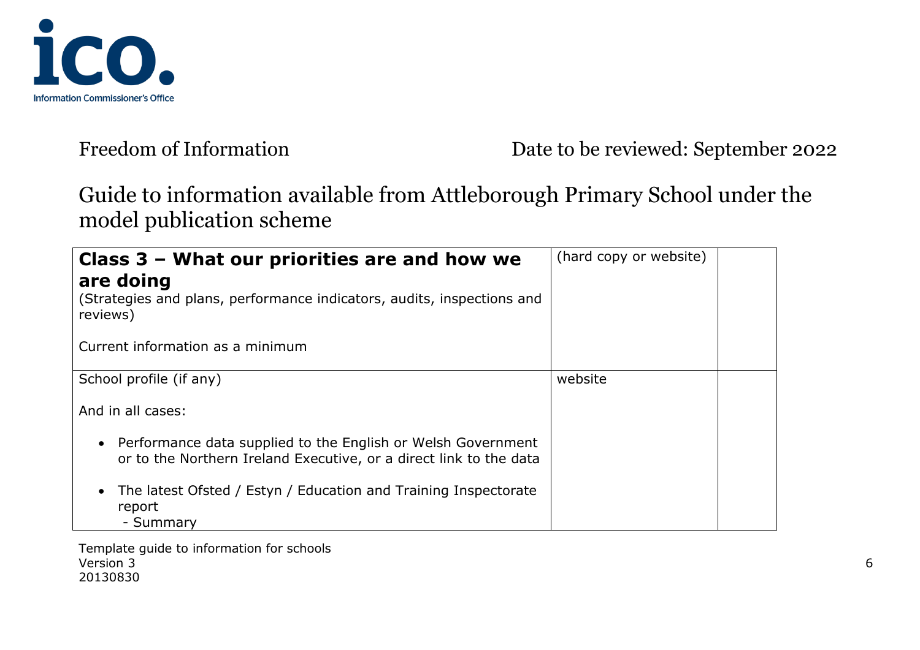Freedom of Information    Date to be reviewed: September 2022

## Guide to information available from Attleborough Primary School under the model publication scheme

| **Class 3 – What our priorities are and how we are doing**<br>(Strategies and plans, performance indicators, audits, inspections and reviews)<br><br>Current information as a minimum | (hard copy or website) | |
|---|---|---|
| School profile (if any)<br><br>And in all cases:<br><br>• Performance data supplied to the English or Welsh Government or to the Northern Ireland Executive, or a direct link to the data<br><br>• The latest Ofsted / Estyn / Education and Training Inspectorate report<br>  - Summary | website | |

Template guide to information for schools
Version 3
20130830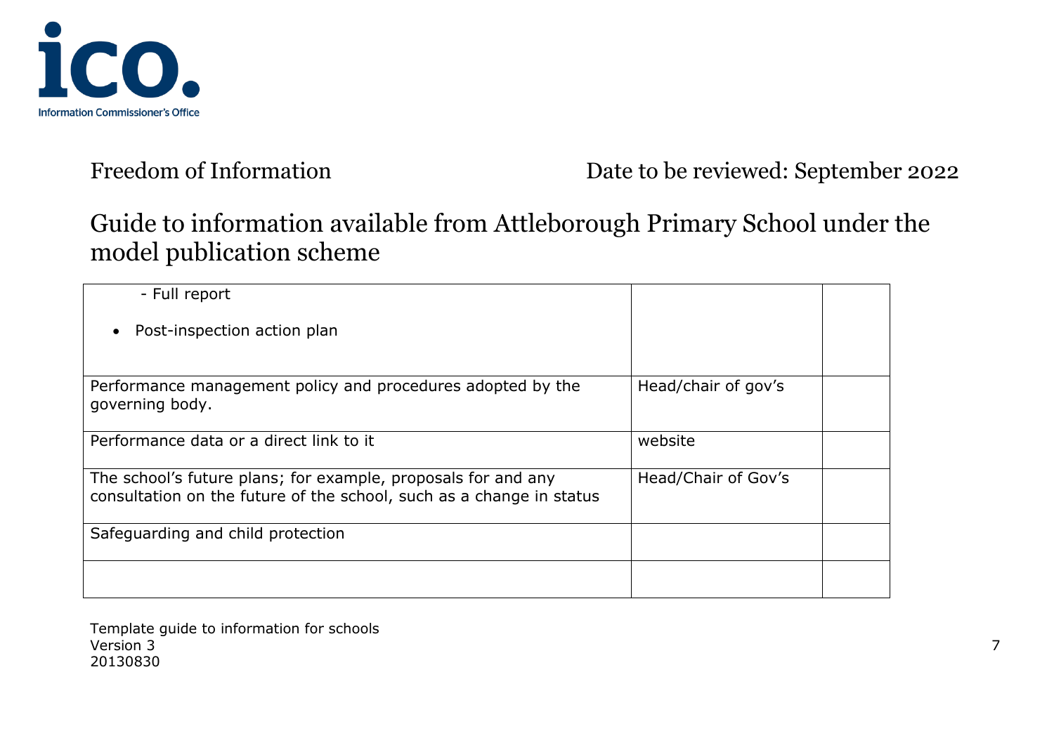Freedom of Information Date to be reviewed: September 2022

## Guide to information available from Attleborough Primary School under the model publication scheme

| | | |
|---|---|---|
| - Full report<br><br>• Post-inspection action plan | | |
| Performance management policy and procedures adopted by the governing body. | Head/chair of gov's | |
| Performance data or a direct link to it | website | |
| The school's future plans; for example, proposals for and any consultation on the future of the school, such as a change in status | Head/Chair of Gov's | |
| Safeguarding and child protection | | |
| | | |

Template guide to information for schools
Version 3
20130830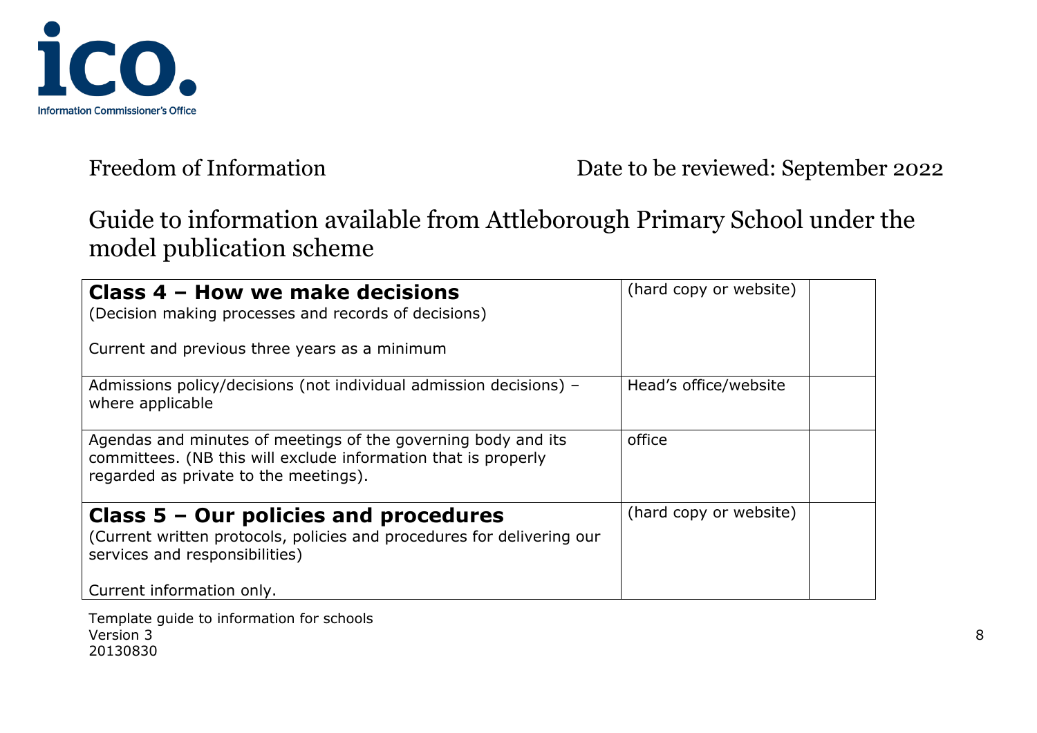Freedom of Information Date to be reviewed: September 2022

# Guide to information available from Attleborough Primary School under the model publication scheme

| | | |
|---|---|---|
| **Class 4 – How we make decisions**<br>(Decision making processes and records of decisions)<br><br>Current and previous three years as a minimum | (hard copy or website) | |
| Admissions policy/decisions (not individual admission decisions) – where applicable | Head's office/website | |
| Agendas and minutes of meetings of the governing body and its committees. (NB this will exclude information that is properly regarded as private to the meetings). | office | |
| **Class 5 – Our policies and procedures**<br>(Current written protocols, policies and procedures for delivering our services and responsibilities)<br><br>Current information only. | (hard copy or website) | |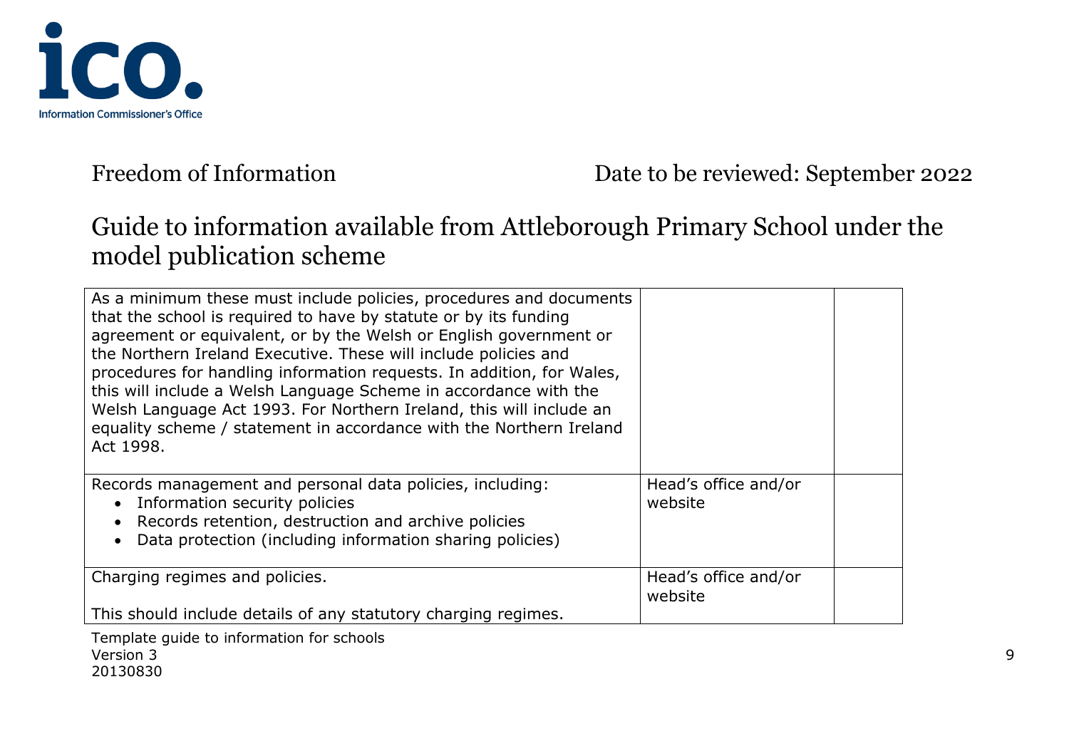Freedom of Information Date to be reviewed: September 2022

## Guide to information available from Attleborough Primary School under the model publication scheme

| | | |
|---|---|---|
| As a minimum these must include policies, procedures and documents that the school is required to have by statute or by its funding agreement or equivalent, or by the Welsh or English government or the Northern Ireland Executive. These will include policies and procedures for handling information requests. In addition, for Wales, this will include a Welsh Language Scheme in accordance with the Welsh Language Act 1993. For Northern Ireland, this will include an equality scheme / statement in accordance with the Northern Ireland Act 1998. | | |
| Records management and personal data policies, including:<br>• Information security policies<br>• Records retention, destruction and archive policies<br>• Data protection (including information sharing policies) | Head's office and/or website | |
| Charging regimes and policies.<br><br>This should include details of any statutory charging regimes. | Head's office and/or website | |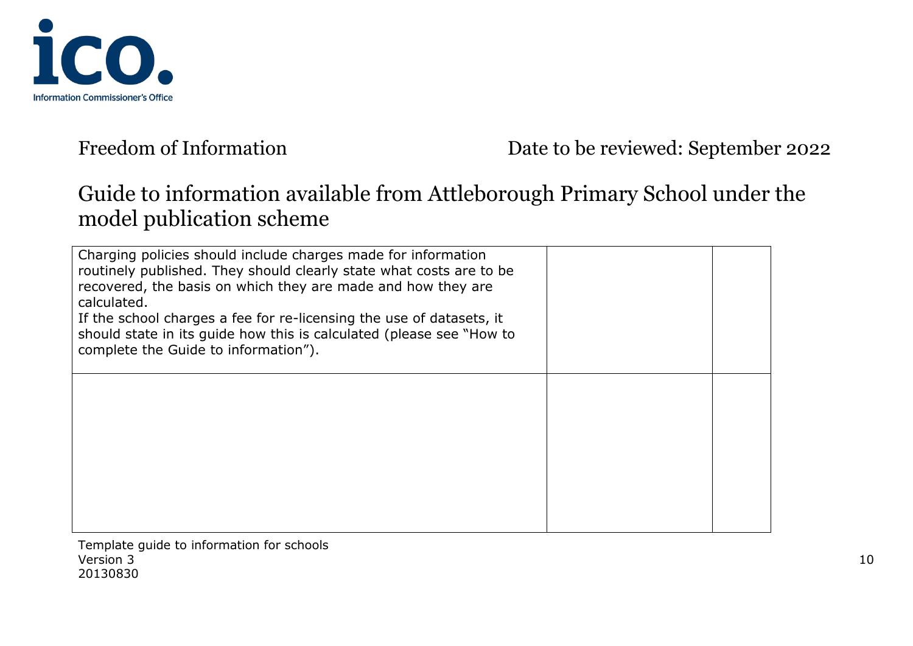Freedom of Information | Date to be reviewed: September 2022

# Guide to information available from Attleborough Primary School under the model publication scheme

| | | |
|---|---|---|
| Charging policies should include charges made for information routinely published. They should clearly state what costs are to be recovered, the basis on which they are made and how they are calculated.<br>If the school charges a fee for re-licensing the use of datasets, it should state in its guide how this is calculated (please see "How to complete the Guide to information"). | | |
| | | |

Template guide to information for schools
Version 3
20130830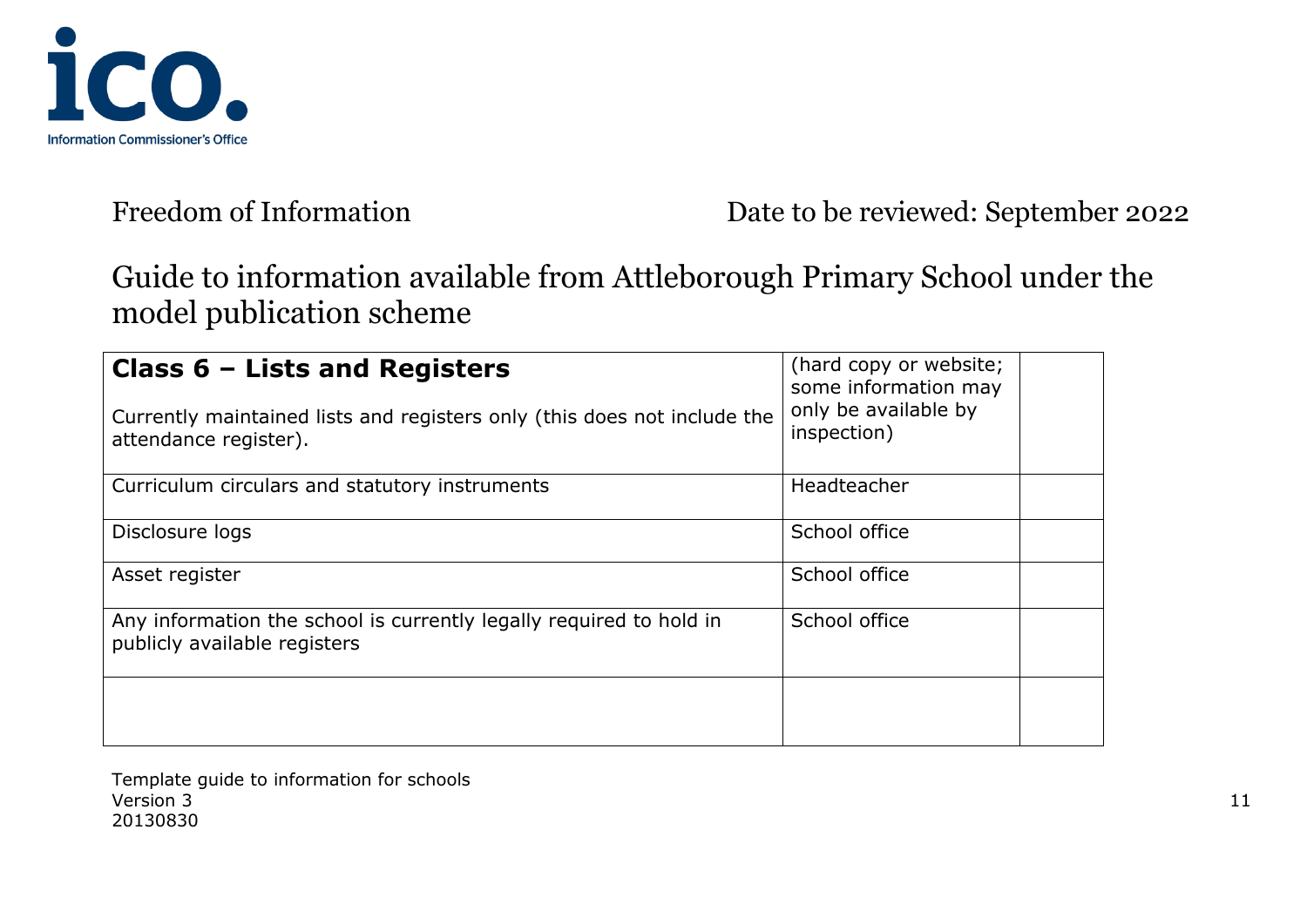Freedom of Information

Date to be reviewed: September 2022

# Guide to information available from Attleborough Primary School under the model publication scheme

| **Class 6 – Lists and Registers**<br><br>Currently maintained lists and registers only (this does not include the attendance register). | (hard copy or website; some information may only be available by inspection) | |
|---|---|---|
| Curriculum circulars and statutory instruments | Headteacher | |
| Disclosure logs | School office | |
| Asset register | School office | |
| Any information the school is currently legally required to hold in publicly available registers | School office | |
| | | |

Template guide to information for schools
Version 3
20130830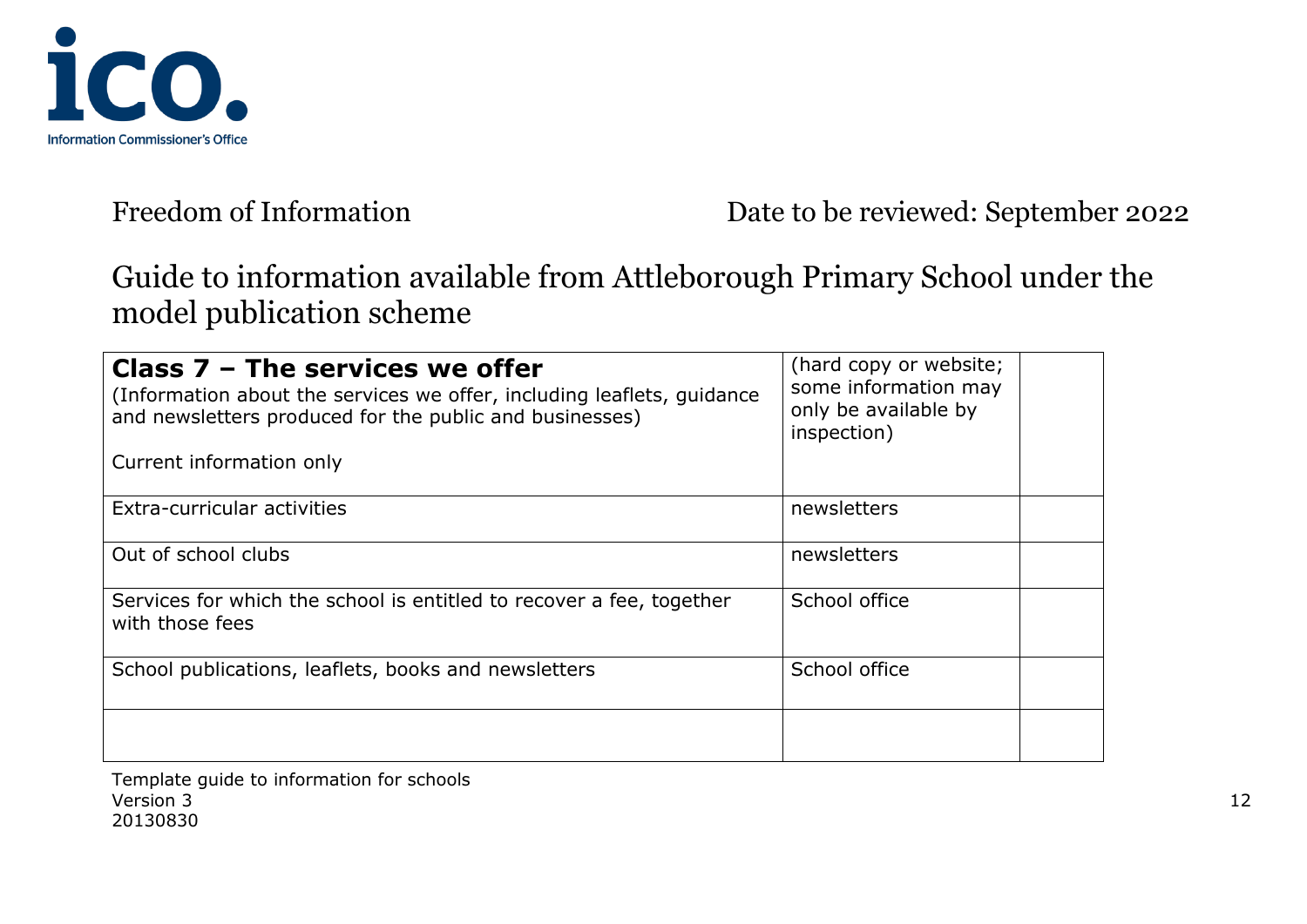Freedom of Information Date to be reviewed: September 2022

# Guide to information available from Attleborough Primary School under the model publication scheme

| **Class 7 – The services we offer**<br>(Information about the services we offer, including leaflets, guidance and newsletters produced for the public and businesses)<br><br>Current information only | (hard copy or website; some information may only be available by inspection) | |
|---|---|---|
| Extra-curricular activities | newsletters | |
| Out of school clubs | newsletters | |
| Services for which the school is entitled to recover a fee, together with those fees | School office | |
| School publications, leaflets, books and newsletters | School office | |
| | | |

Template guide to information for schools
Version 3
20130830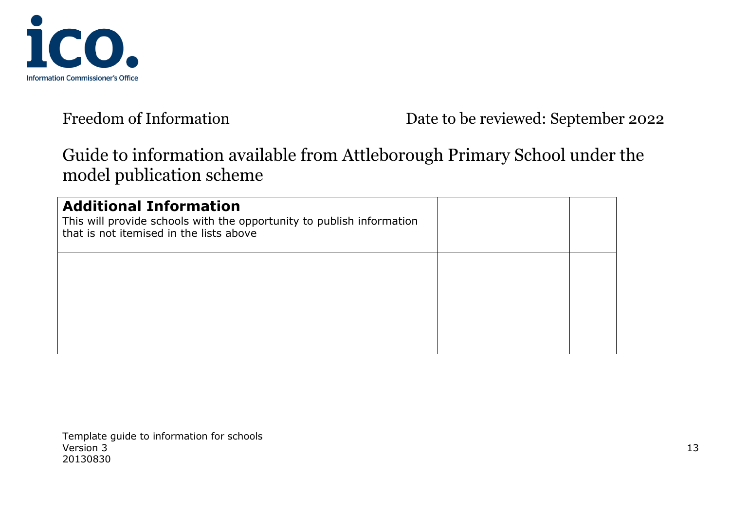Freedom of Information Date to be reviewed: September 2022

# Guide to information available from Attleborough Primary School under the model publication scheme

| **Additional Information**<br>This will provide schools with the opportunity to publish information that is not itemised in the lists above | | |
|---|---|---|
| | | |

Template guide to information for schools
Version 3
20130830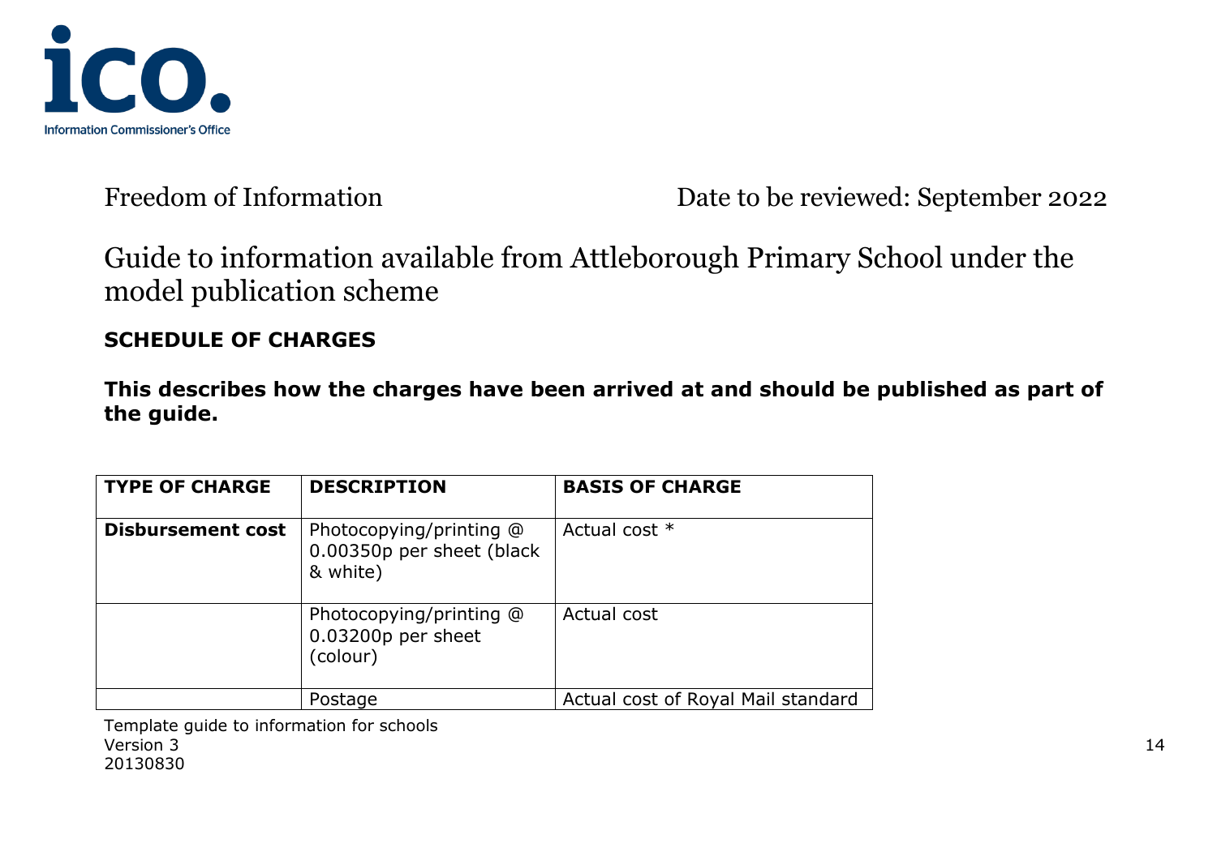Freedom of Information

Date to be reviewed: September 2022

# Guide to information available from Attleborough Primary School under the model publication scheme

**SCHEDULE OF CHARGES**

**This describes how the charges have been arrived at and should be published as part of the guide.**

| TYPE OF CHARGE | DESCRIPTION | BASIS OF CHARGE |
|---|---|---|
| **Disbursement cost** | Photocopying/printing @ 0.00350p per sheet (black & white) | Actual cost * |
| | Photocopying/printing @ 0.03200p per sheet (colour) | Actual cost |
| | Postage | Actual cost of Royal Mail standard |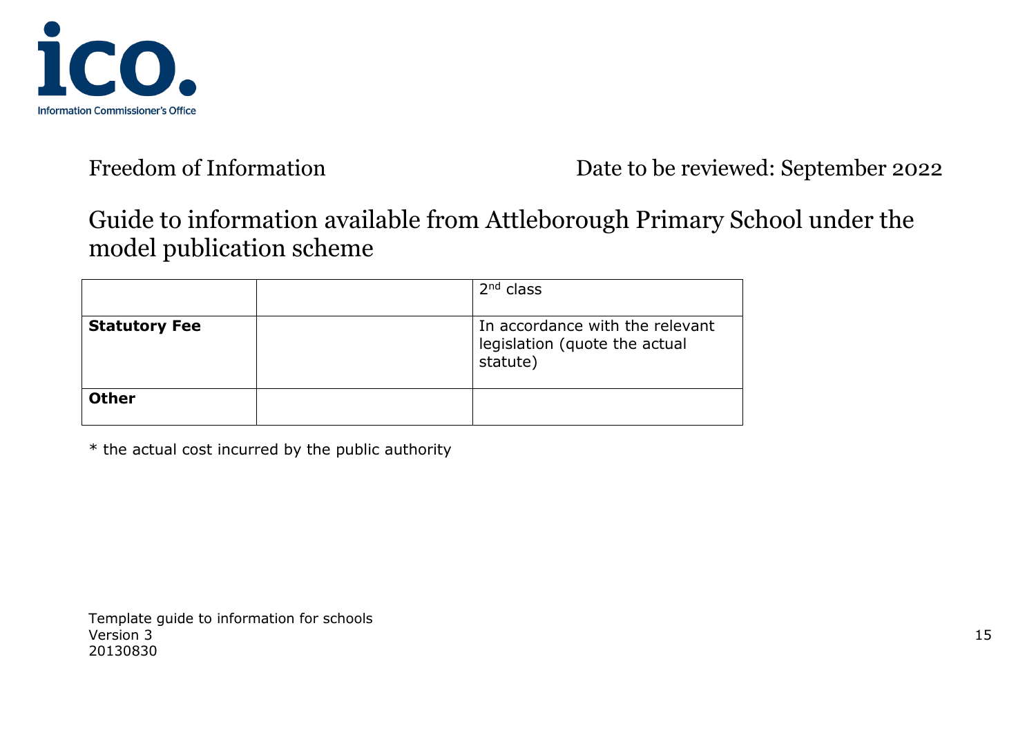Freedom of Information Date to be reviewed: September 2022

# Guide to information available from Attleborough Primary School under the model publication scheme

| | | |
|---|---|---|
| | | $2^{nd}$ class |
| **Statutory Fee** | | In accordance with the relevant legislation (quote the actual statute) |
| **Other** | | |

* the actual cost incurred by the public authority

Template guide to information for schools
Version 3
20130830